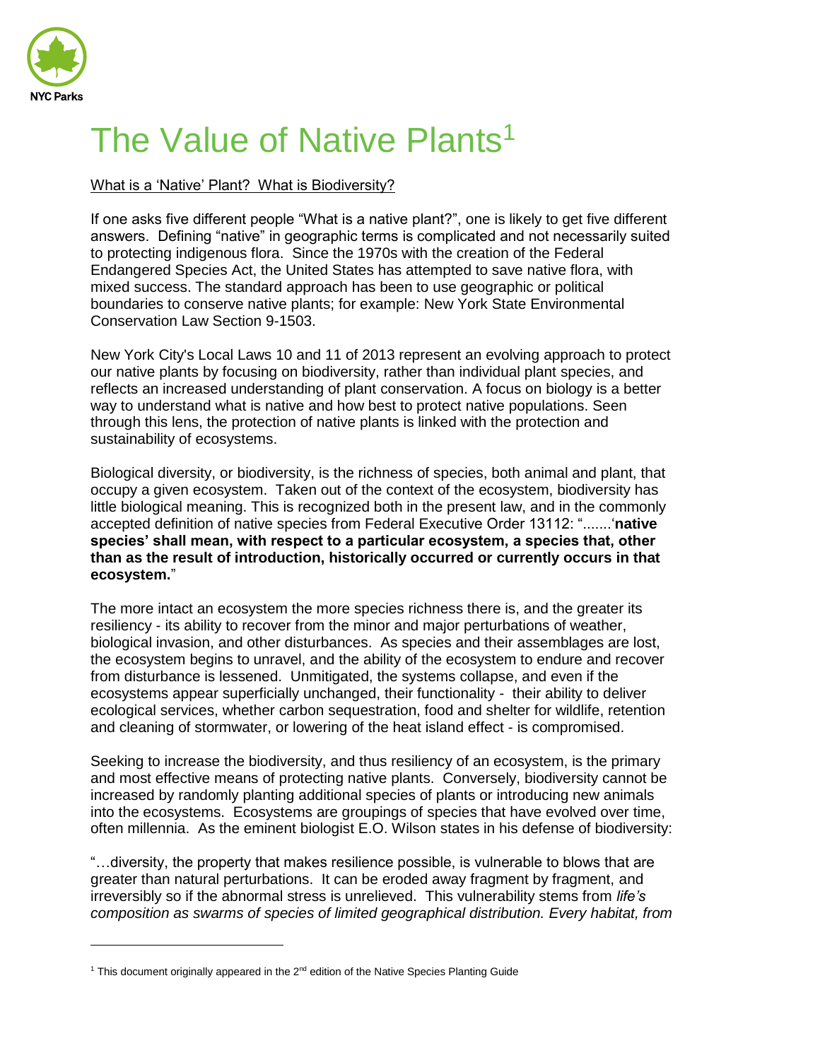NYC Parks

# The Value of Native Plants[1]

What is a 'Native' Plant? What is Biodiversity?

If one asks five different people "What is a native plant?", one is likely to get five different answers. Defining "native" in geographic terms is complicated and not necessarily suited to protecting indigenous flora. Since the 1970s with the creation of the Federal Endangered Species Act, the United States has attempted to save native flora, with mixed success. The standard approach has been to use geographic or political boundaries to conserve native plants; for example: New York State Environmental Conservation Law Section 9-1503.

New York City's Local Laws 10 and 11 of 2013 represent an evolving approach to protect our native plants by focusing on biodiversity, rather than individual plant species, and reflects an increased understanding of plant conservation. A focus on biology is a better way to understand what is native and how best to protect native populations. Seen through this lens, the protection of native plants is linked with the protection and sustainability of ecosystems.

Biological diversity, or biodiversity, is the richness of species, both animal and plant, that occupy a given ecosystem. Taken out of the context of the ecosystem, biodiversity has little biological meaning. This is recognized both in the present law, and in the commonly accepted definition of native species from Federal Executive Order 13112: ".......'**native species' shall mean, with respect to a particular ecosystem, a species that, other than as the result of introduction, historically occurred or currently occurs in that ecosystem.**"

The more intact an ecosystem the more species richness there is, and the greater its resiliency - its ability to recover from the minor and major perturbations of weather, biological invasion, and other disturbances. As species and their assemblages are lost, the ecosystem begins to unravel, and the ability of the ecosystem to endure and recover from disturbance is lessened. Unmitigated, the systems collapse, and even if the ecosystems appear superficially unchanged, their functionality - their ability to deliver ecological services, whether carbon sequestration, food and shelter for wildlife, retention and cleaning of stormwater, or lowering of the heat island effect - is compromised.

Seeking to increase the biodiversity, and thus resiliency of an ecosystem, is the primary and most effective means of protecting native plants. Conversely, biodiversity cannot be increased by randomly planting additional species of plants or introducing new animals into the ecosystems. Ecosystems are groupings of species that have evolved over time, often millennia. As the eminent biologist E.O. Wilson states in his defense of biodiversity:

"…diversity, the property that makes resilience possible, is vulnerable to blows that are greater than natural perturbations. It can be eroded away fragment by fragment, and irreversibly so if the abnormal stress is unrelieved. This vulnerability stems from *life's composition as swarms of species of limited geographical distribution. Every habitat, from*

[1] This document originally appeared in the 2nd edition of the Native Species Planting Guide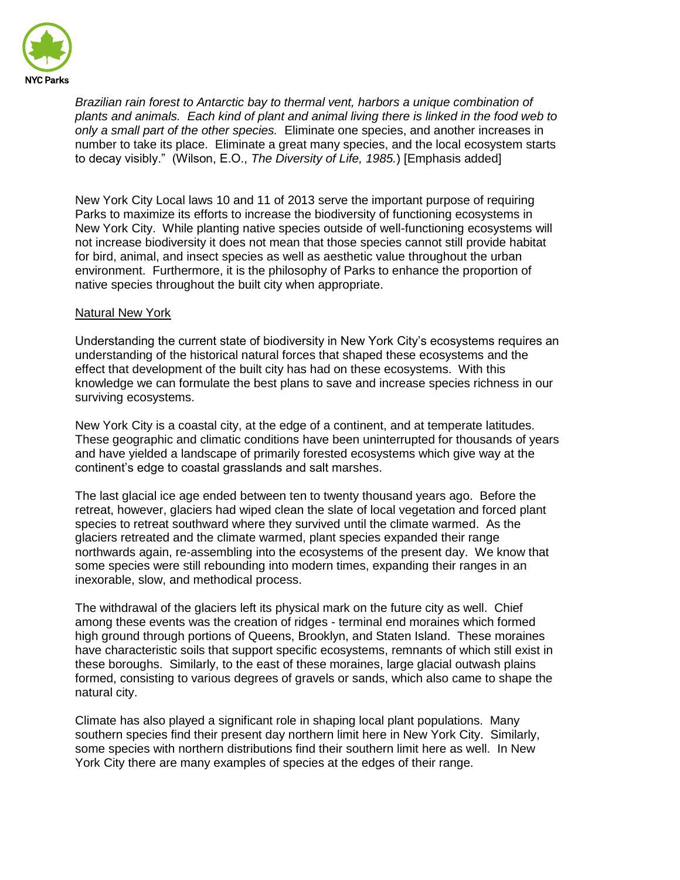*Brazilian rain forest to Antarctic bay to thermal vent, harbors a unique combination of plants and animals. Each kind of plant and animal living there is linked in the food web to only a small part of the other species.* Eliminate one species, and another increases in number to take its place. Eliminate a great many species, and the local ecosystem starts to decay visibly." (Wilson, E.O., *The Diversity of Life, 1985.*) [Emphasis added]

New York City Local laws 10 and 11 of 2013 serve the important purpose of requiring Parks to maximize its efforts to increase the biodiversity of functioning ecosystems in New York City. While planting native species outside of well-functioning ecosystems will not increase biodiversity it does not mean that those species cannot still provide habitat for bird, animal, and insect species as well as aesthetic value throughout the urban environment. Furthermore, it is the philosophy of Parks to enhance the proportion of native species throughout the built city when appropriate.

## Natural New York

Understanding the current state of biodiversity in New York City's ecosystems requires an understanding of the historical natural forces that shaped these ecosystems and the effect that development of the built city has had on these ecosystems. With this knowledge we can formulate the best plans to save and increase species richness in our surviving ecosystems.

New York City is a coastal city, at the edge of a continent, and at temperate latitudes. These geographic and climatic conditions have been uninterrupted for thousands of years and have yielded a landscape of primarily forested ecosystems which give way at the continent's edge to coastal grasslands and salt marshes.

The last glacial ice age ended between ten to twenty thousand years ago. Before the retreat, however, glaciers had wiped clean the slate of local vegetation and forced plant species to retreat southward where they survived until the climate warmed. As the glaciers retreated and the climate warmed, plant species expanded their range northwards again, re-assembling into the ecosystems of the present day. We know that some species were still rebounding into modern times, expanding their ranges in an inexorable, slow, and methodical process.

The withdrawal of the glaciers left its physical mark on the future city as well. Chief among these events was the creation of ridges - terminal end moraines which formed high ground through portions of Queens, Brooklyn, and Staten Island. These moraines have characteristic soils that support specific ecosystems, remnants of which still exist in these boroughs. Similarly, to the east of these moraines, large glacial outwash plains formed, consisting to various degrees of gravels or sands, which also came to shape the natural city.

Climate has also played a significant role in shaping local plant populations. Many southern species find their present day northern limit here in New York City. Similarly, some species with northern distributions find their southern limit here as well. In New York City there are many examples of species at the edges of their range.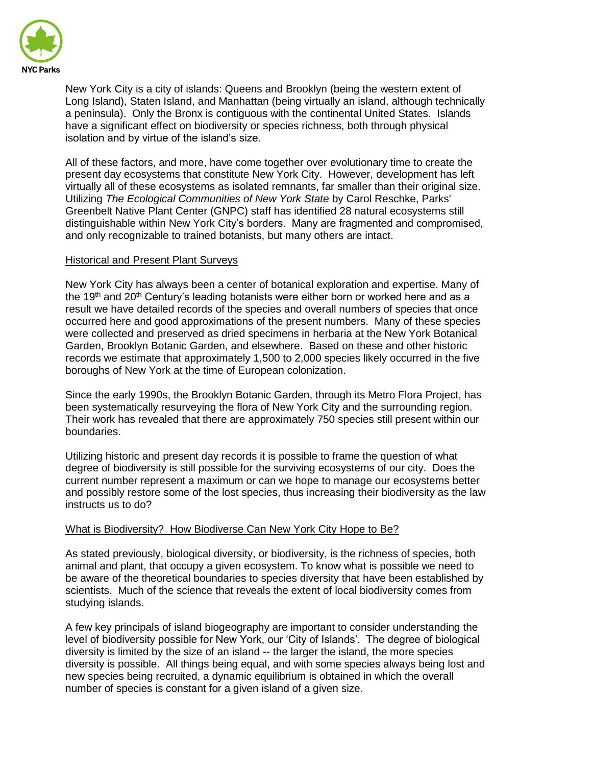New York City is a city of islands: Queens and Brooklyn (being the western extent of Long Island), Staten Island, and Manhattan (being virtually an island, although technically a peninsula). Only the Bronx is contiguous with the continental United States. Islands have a significant effect on biodiversity or species richness, both through physical isolation and by virtue of the island's size.

All of these factors, and more, have come together over evolutionary time to create the present day ecosystems that constitute New York City. However, development has left virtually all of these ecosystems as isolated remnants, far smaller than their original size. Utilizing *The Ecological Communities of New York State* by Carol Reschke, Parks' Greenbelt Native Plant Center (GNPC) staff has identified 28 natural ecosystems still distinguishable within New York City's borders. Many are fragmented and compromised, and only recognizable to trained botanists, but many others are intact.

## Historical and Present Plant Surveys

New York City has always been a center of botanical exploration and expertise. Many of the 19th and 20th Century's leading botanists were either born or worked here and as a result we have detailed records of the species and overall numbers of species that once occurred here and good approximations of the present numbers. Many of these species were collected and preserved as dried specimens in herbaria at the New York Botanical Garden, Brooklyn Botanic Garden, and elsewhere. Based on these and other historic records we estimate that approximately 1,500 to 2,000 species likely occurred in the five boroughs of New York at the time of European colonization.

Since the early 1990s, the Brooklyn Botanic Garden, through its Metro Flora Project, has been systematically resurveying the flora of New York City and the surrounding region. Their work has revealed that there are approximately 750 species still present within our boundaries.

Utilizing historic and present day records it is possible to frame the question of what degree of biodiversity is still possible for the surviving ecosystems of our city. Does the current number represent a maximum or can we hope to manage our ecosystems better and possibly restore some of the lost species, thus increasing their biodiversity as the law instructs us to do?

## What is Biodiversity? How Biodiverse Can New York City Hope to Be?

As stated previously, biological diversity, or biodiversity, is the richness of species, both animal and plant, that occupy a given ecosystem. To know what is possible we need to be aware of the theoretical boundaries to species diversity that have been established by scientists. Much of the science that reveals the extent of local biodiversity comes from studying islands.

A few key principals of island biogeography are important to consider understanding the level of biodiversity possible for New York, our 'City of Islands'. The degree of biological diversity is limited by the size of an island -- the larger the island, the more species diversity is possible. All things being equal, and with some species always being lost and new species being recruited, a dynamic equilibrium is obtained in which the overall number of species is constant for a given island of a given size.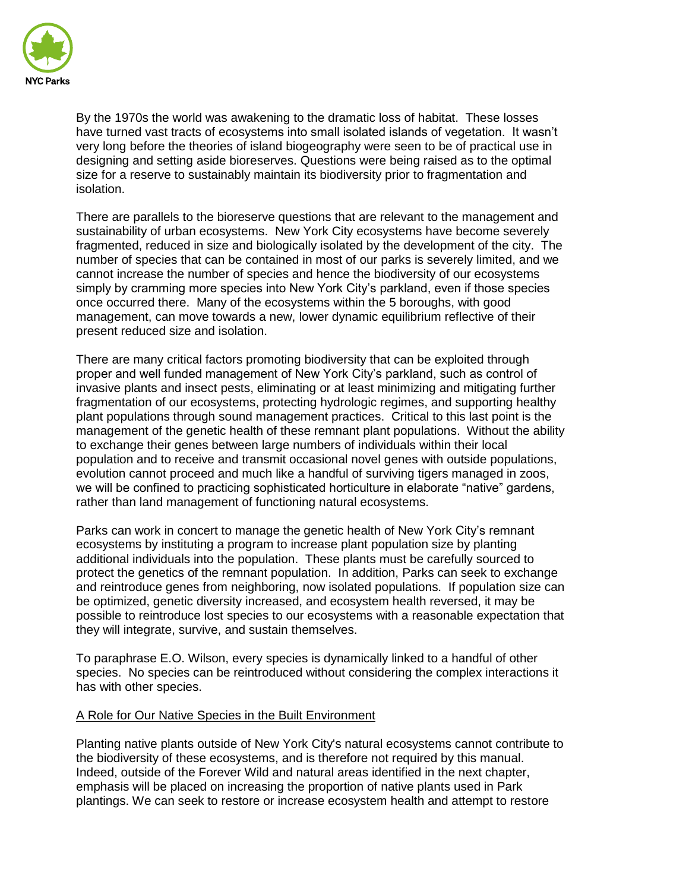By the 1970s the world was awakening to the dramatic loss of habitat. These losses have turned vast tracts of ecosystems into small isolated islands of vegetation. It wasn't very long before the theories of island biogeography were seen to be of practical use in designing and setting aside bioreserves. Questions were being raised as to the optimal size for a reserve to sustainably maintain its biodiversity prior to fragmentation and isolation.

There are parallels to the bioreserve questions that are relevant to the management and sustainability of urban ecosystems. New York City ecosystems have become severely fragmented, reduced in size and biologically isolated by the development of the city. The number of species that can be contained in most of our parks is severely limited, and we cannot increase the number of species and hence the biodiversity of our ecosystems simply by cramming more species into New York City's parkland, even if those species once occurred there. Many of the ecosystems within the 5 boroughs, with good management, can move towards a new, lower dynamic equilibrium reflective of their present reduced size and isolation.

There are many critical factors promoting biodiversity that can be exploited through proper and well funded management of New York City's parkland, such as control of invasive plants and insect pests, eliminating or at least minimizing and mitigating further fragmentation of our ecosystems, protecting hydrologic regimes, and supporting healthy plant populations through sound management practices. Critical to this last point is the management of the genetic health of these remnant plant populations. Without the ability to exchange their genes between large numbers of individuals within their local population and to receive and transmit occasional novel genes with outside populations, evolution cannot proceed and much like a handful of surviving tigers managed in zoos, we will be confined to practicing sophisticated horticulture in elaborate "native" gardens, rather than land management of functioning natural ecosystems.

Parks can work in concert to manage the genetic health of New York City's remnant ecosystems by instituting a program to increase plant population size by planting additional individuals into the population. These plants must be carefully sourced to protect the genetics of the remnant population. In addition, Parks can seek to exchange and reintroduce genes from neighboring, now isolated populations. If population size can be optimized, genetic diversity increased, and ecosystem health reversed, it may be possible to reintroduce lost species to our ecosystems with a reasonable expectation that they will integrate, survive, and sustain themselves.

To paraphrase E.O. Wilson, every species is dynamically linked to a handful of other species. No species can be reintroduced without considering the complex interactions it has with other species.

## A Role for Our Native Species in the Built Environment

Planting native plants outside of New York City's natural ecosystems cannot contribute to the biodiversity of these ecosystems, and is therefore not required by this manual. Indeed, outside of the Forever Wild and natural areas identified in the next chapter, emphasis will be placed on increasing the proportion of native plants used in Park plantings. We can seek to restore or increase ecosystem health and attempt to restore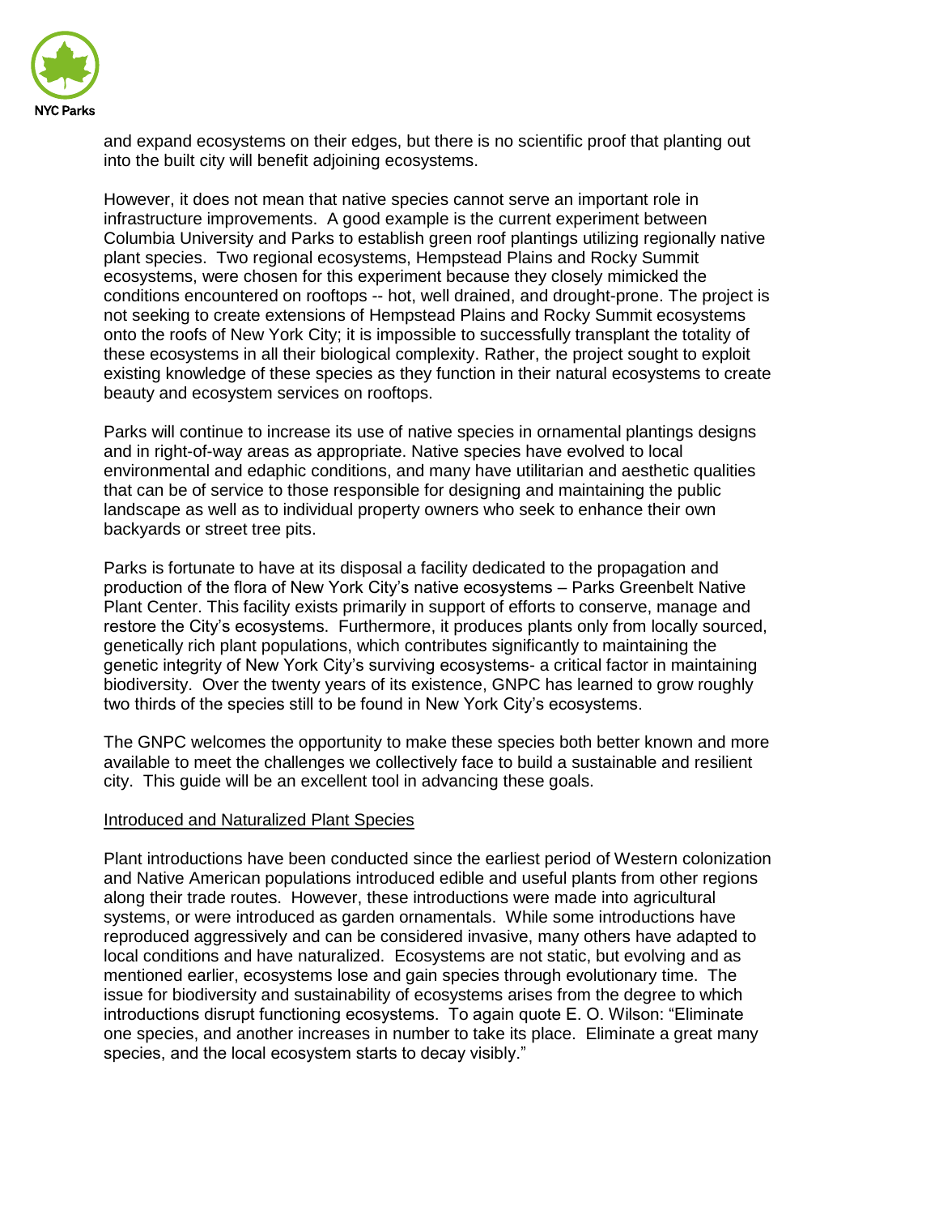and expand ecosystems on their edges, but there is no scientific proof that planting out into the built city will benefit adjoining ecosystems.

However, it does not mean that native species cannot serve an important role in infrastructure improvements. A good example is the current experiment between Columbia University and Parks to establish green roof plantings utilizing regionally native plant species. Two regional ecosystems, Hempstead Plains and Rocky Summit ecosystems, were chosen for this experiment because they closely mimicked the conditions encountered on rooftops -- hot, well drained, and drought-prone. The project is not seeking to create extensions of Hempstead Plains and Rocky Summit ecosystems onto the roofs of New York City; it is impossible to successfully transplant the totality of these ecosystems in all their biological complexity. Rather, the project sought to exploit existing knowledge of these species as they function in their natural ecosystems to create beauty and ecosystem services on rooftops.

Parks will continue to increase its use of native species in ornamental plantings designs and in right-of-way areas as appropriate. Native species have evolved to local environmental and edaphic conditions, and many have utilitarian and aesthetic qualities that can be of service to those responsible for designing and maintaining the public landscape as well as to individual property owners who seek to enhance their own backyards or street tree pits.

Parks is fortunate to have at its disposal a facility dedicated to the propagation and production of the flora of New York City's native ecosystems – Parks Greenbelt Native Plant Center. This facility exists primarily in support of efforts to conserve, manage and restore the City's ecosystems. Furthermore, it produces plants only from locally sourced, genetically rich plant populations, which contributes significantly to maintaining the genetic integrity of New York City's surviving ecosystems- a critical factor in maintaining biodiversity. Over the twenty years of its existence, GNPC has learned to grow roughly two thirds of the species still to be found in New York City's ecosystems.

The GNPC welcomes the opportunity to make these species both better known and more available to meet the challenges we collectively face to build a sustainable and resilient city. This guide will be an excellent tool in advancing these goals.

<u>Introduced and Naturalized Plant Species</u>

Plant introductions have been conducted since the earliest period of Western colonization and Native American populations introduced edible and useful plants from other regions along their trade routes. However, these introductions were made into agricultural systems, or were introduced as garden ornamentals. While some introductions have reproduced aggressively and can be considered invasive, many others have adapted to local conditions and have naturalized. Ecosystems are not static, but evolving and as mentioned earlier, ecosystems lose and gain species through evolutionary time. The issue for biodiversity and sustainability of ecosystems arises from the degree to which introductions disrupt functioning ecosystems. To again quote E. O. Wilson: "Eliminate one species, and another increases in number to take its place. Eliminate a great many species, and the local ecosystem starts to decay visibly."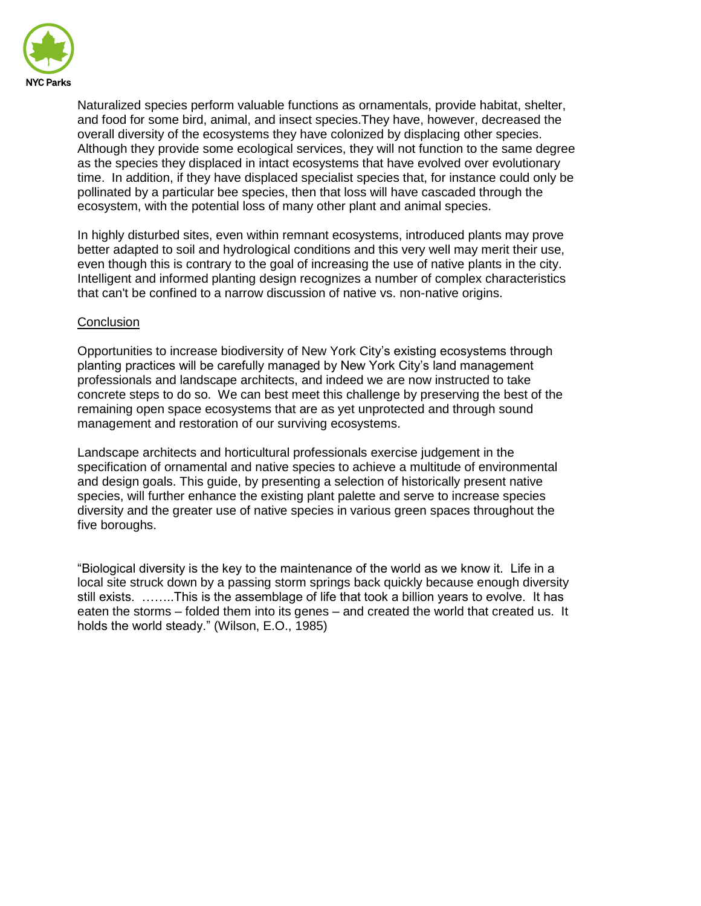Naturalized species perform valuable functions as ornamentals, provide habitat, shelter, and food for some bird, animal, and insect species.They have, however, decreased the overall diversity of the ecosystems they have colonized by displacing other species. Although they provide some ecological services, they will not function to the same degree as the species they displaced in intact ecosystems that have evolved over evolutionary time. In addition, if they have displaced specialist species that, for instance could only be pollinated by a particular bee species, then that loss will have cascaded through the ecosystem, with the potential loss of many other plant and animal species.

In highly disturbed sites, even within remnant ecosystems, introduced plants may prove better adapted to soil and hydrological conditions and this very well may merit their use, even though this is contrary to the goal of increasing the use of native plants in the city. Intelligent and informed planting design recognizes a number of complex characteristics that can't be confined to a narrow discussion of native vs. non-native origins.

## Conclusion

Opportunities to increase biodiversity of New York City's existing ecosystems through planting practices will be carefully managed by New York City's land management professionals and landscape architects, and indeed we are now instructed to take concrete steps to do so. We can best meet this challenge by preserving the best of the remaining open space ecosystems that are as yet unprotected and through sound management and restoration of our surviving ecosystems.

Landscape architects and horticultural professionals exercise judgement in the specification of ornamental and native species to achieve a multitude of environmental and design goals. This guide, by presenting a selection of historically present native species, will further enhance the existing plant palette and serve to increase species diversity and the greater use of native species in various green spaces throughout the five boroughs.

"Biological diversity is the key to the maintenance of the world as we know it. Life in a local site struck down by a passing storm springs back quickly because enough diversity still exists. ……..This is the assemblage of life that took a billion years to evolve. It has eaten the storms – folded them into its genes – and created the world that created us. It holds the world steady." (Wilson, E.O., 1985)